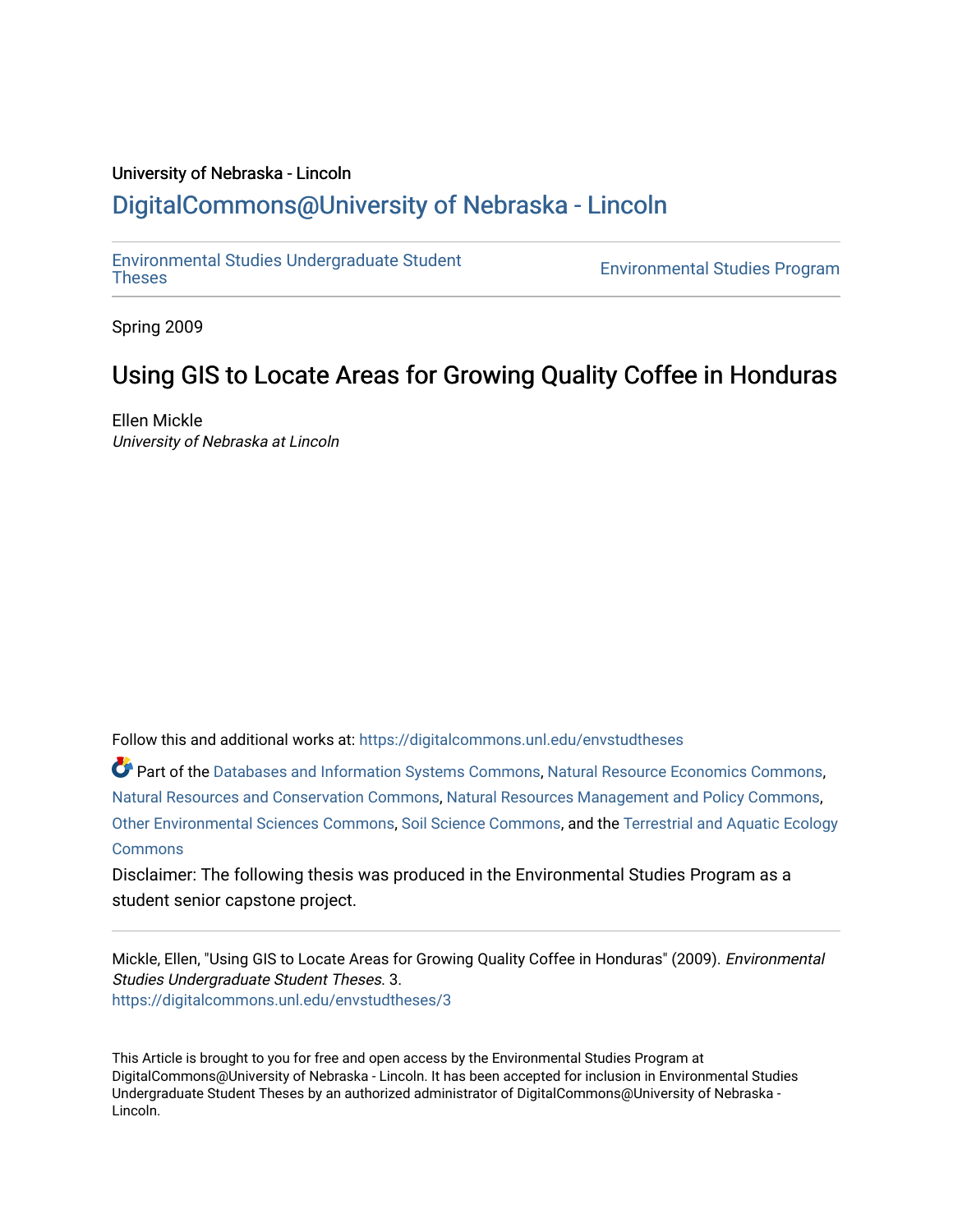University of Nebraska - Lincoln

## DigitalCommons@University of Nebraska - Lincoln

Environmental Studies Undergraduate Student Theses

Environmental Studies Program

Spring 2009

# Using GIS to Locate Areas for Growing Quality Coffee in Honduras

Ellen Mickle
*University of Nebraska at Lincoln*

Follow this and additional works at: https://digitalcommons.unl.edu/envstudtheses

Part of the Databases and Information Systems Commons, Natural Resource Economics Commons, Natural Resources and Conservation Commons, Natural Resources Management and Policy Commons, Other Environmental Sciences Commons, Soil Science Commons, and the Terrestrial and Aquatic Ecology Commons

Disclaimer: The following thesis was produced in the Environmental Studies Program as a student senior capstone project.

Mickle, Ellen, "Using GIS to Locate Areas for Growing Quality Coffee in Honduras" (2009). *Environmental Studies Undergraduate Student Theses*. 3.
https://digitalcommons.unl.edu/envstudtheses/3

This Article is brought to you for free and open access by the Environmental Studies Program at DigitalCommons@University of Nebraska - Lincoln. It has been accepted for inclusion in Environmental Studies Undergraduate Student Theses by an authorized administrator of DigitalCommons@University of Nebraska - Lincoln.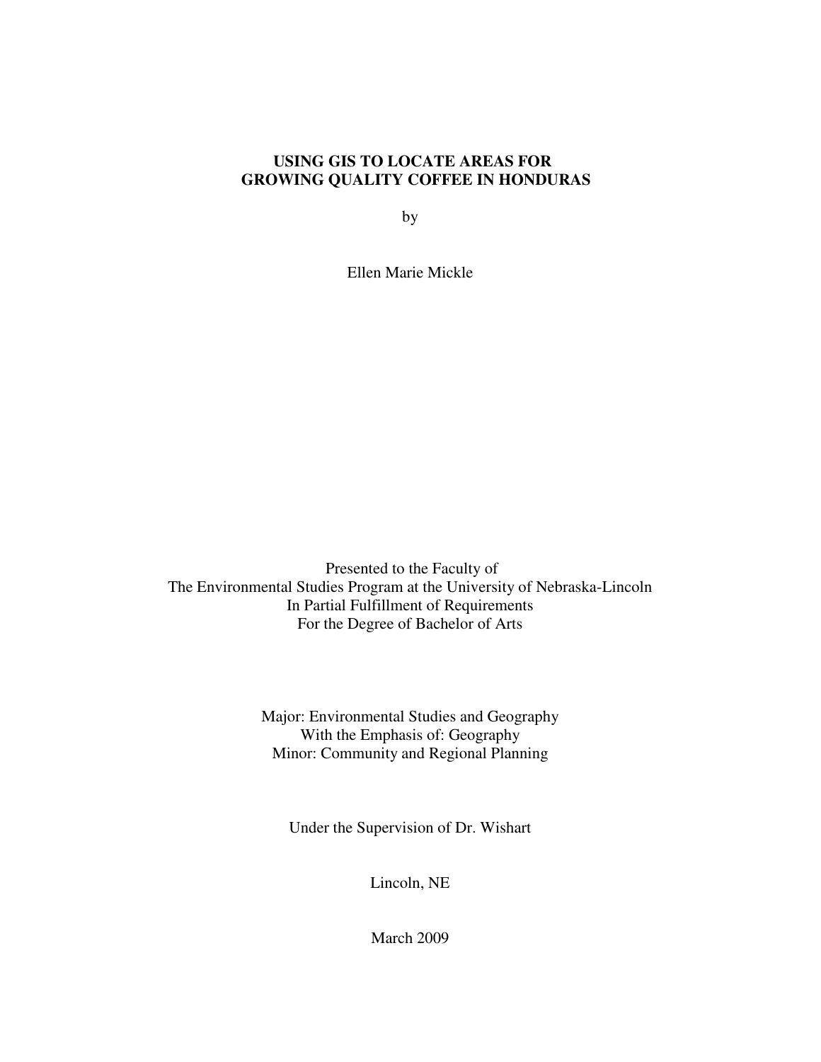# USING GIS TO LOCATE AREAS FOR GROWING QUALITY COFFEE IN HONDURAS

by

Ellen Marie Mickle

Presented to the Faculty of
The Environmental Studies Program at the University of Nebraska-Lincoln
In Partial Fulfillment of Requirements
For the Degree of Bachelor of Arts

Major: Environmental Studies and Geography
With the Emphasis of: Geography
Minor: Community and Regional Planning

Under the Supervision of Dr. Wishart

Lincoln, NE

March 2009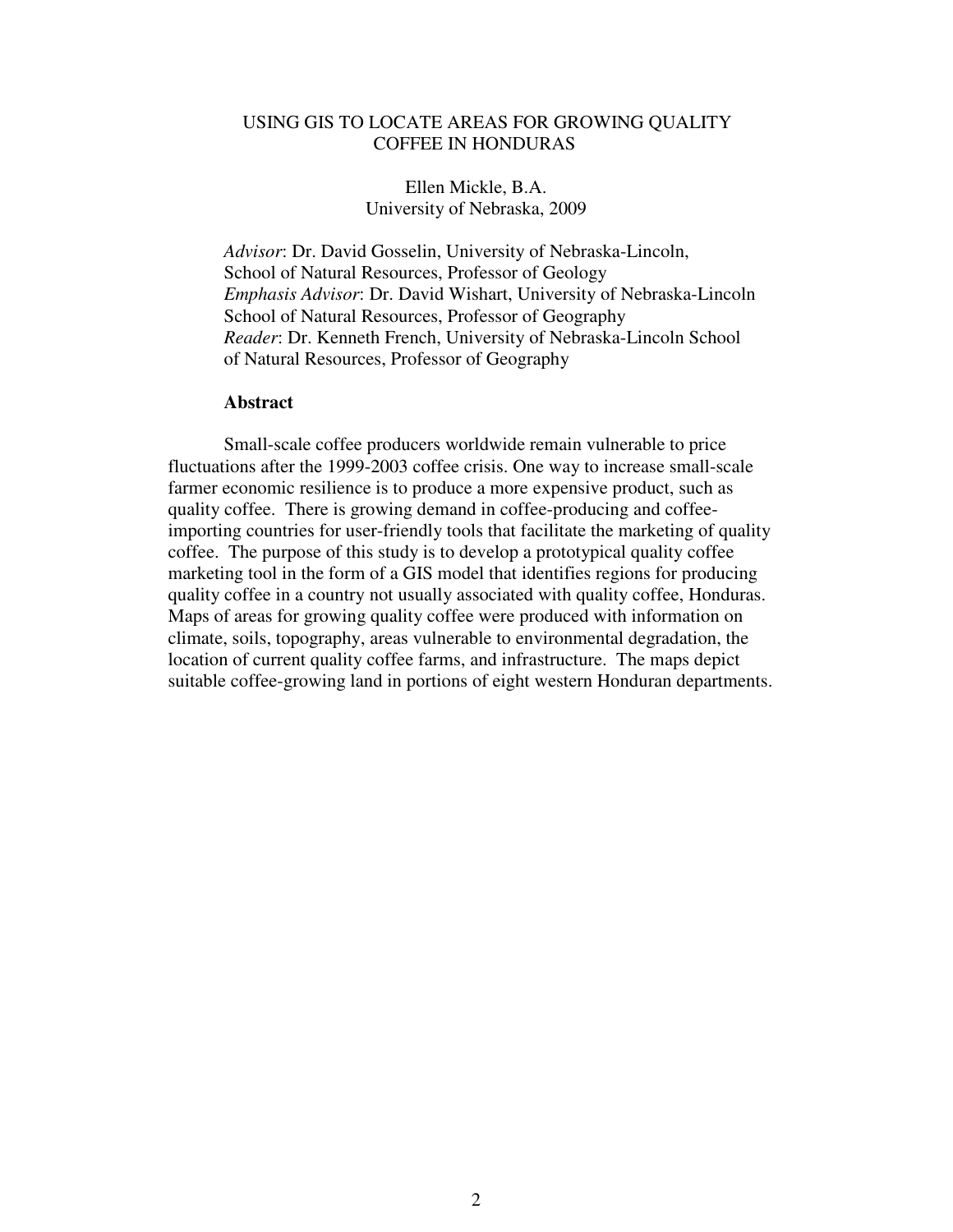USING GIS TO LOCATE AREAS FOR GROWING QUALITY COFFEE IN HONDURAS

Ellen Mickle, B.A.
University of Nebraska, 2009

*Advisor*: Dr. David Gosselin, University of Nebraska-Lincoln, School of Natural Resources, Professor of Geology
*Emphasis Advisor*: Dr. David Wishart, University of Nebraska-Lincoln School of Natural Resources, Professor of Geography
*Reader*: Dr. Kenneth French, University of Nebraska-Lincoln School of Natural Resources, Professor of Geography

**Abstract**

Small-scale coffee producers worldwide remain vulnerable to price fluctuations after the 1999-2003 coffee crisis. One way to increase small-scale farmer economic resilience is to produce a more expensive product, such as quality coffee. There is growing demand in coffee-producing and coffee-importing countries for user-friendly tools that facilitate the marketing of quality coffee. The purpose of this study is to develop a prototypical quality coffee marketing tool in the form of a GIS model that identifies regions for producing quality coffee in a country not usually associated with quality coffee, Honduras. Maps of areas for growing quality coffee were produced with information on climate, soils, topography, areas vulnerable to environmental degradation, the location of current quality coffee farms, and infrastructure. The maps depict suitable coffee-growing land in portions of eight western Honduran departments.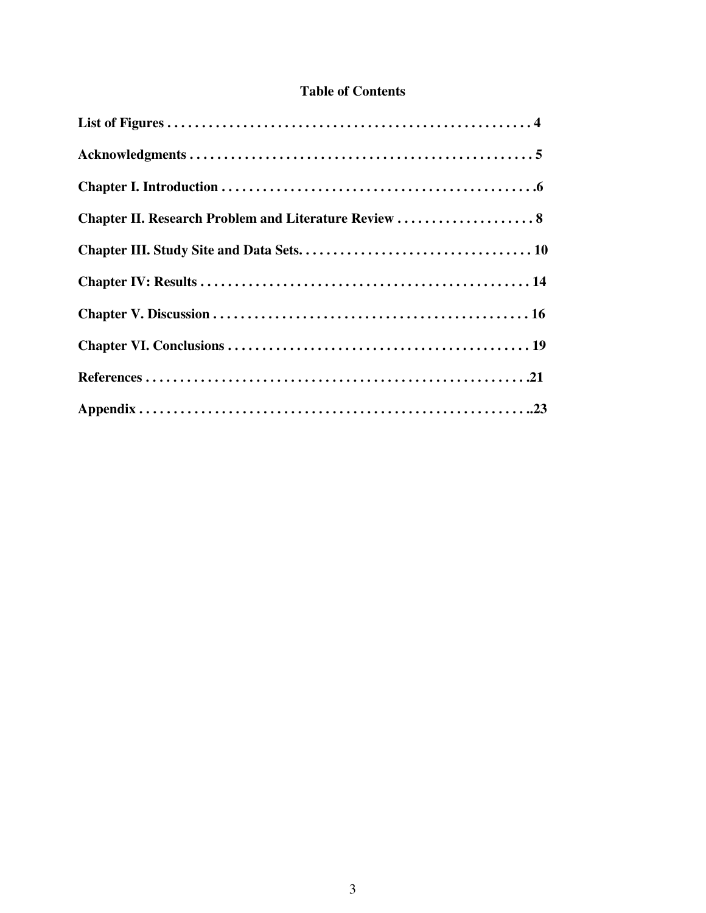# Table of Contents

**List of Figures . . . . . . . . . . . . . . . . . . . . . . . . . . . . . . . . . . . . . . . . . . . . . . . . . . . . 4**

**Acknowledgments . . . . . . . . . . . . . . . . . . . . . . . . . . . . . . . . . . . . . . . . . . . . . . . . . . 5**

**Chapter I. Introduction . . . . . . . . . . . . . . . . . . . . . . . . . . . . . . . . . . . . . . . . . . . . . .6**

**Chapter II. Research Problem and Literature Review . . . . . . . . . . . . . . . . . . . . 8**

**Chapter III. Study Site and Data Sets. . . . . . . . . . . . . . . . . . . . . . . . . . . . . . . . . 10**

**Chapter IV: Results . . . . . . . . . . . . . . . . . . . . . . . . . . . . . . . . . . . . . . . . . . . . . . . 14**

**Chapter V. Discussion . . . . . . . . . . . . . . . . . . . . . . . . . . . . . . . . . . . . . . . . . . . . . 16**

**Chapter VI. Conclusions . . . . . . . . . . . . . . . . . . . . . . . . . . . . . . . . . . . . . . . . . . . 19**

**References . . . . . . . . . . . . . . . . . . . . . . . . . . . . . . . . . . . . . . . . . . . . . . . . . . . . . .21**

**Appendix . . . . . . . . . . . . . . . . . . . . . . . . . . . . . . . . . . . . . . . . . . . . . . . . . . . . . . ..23**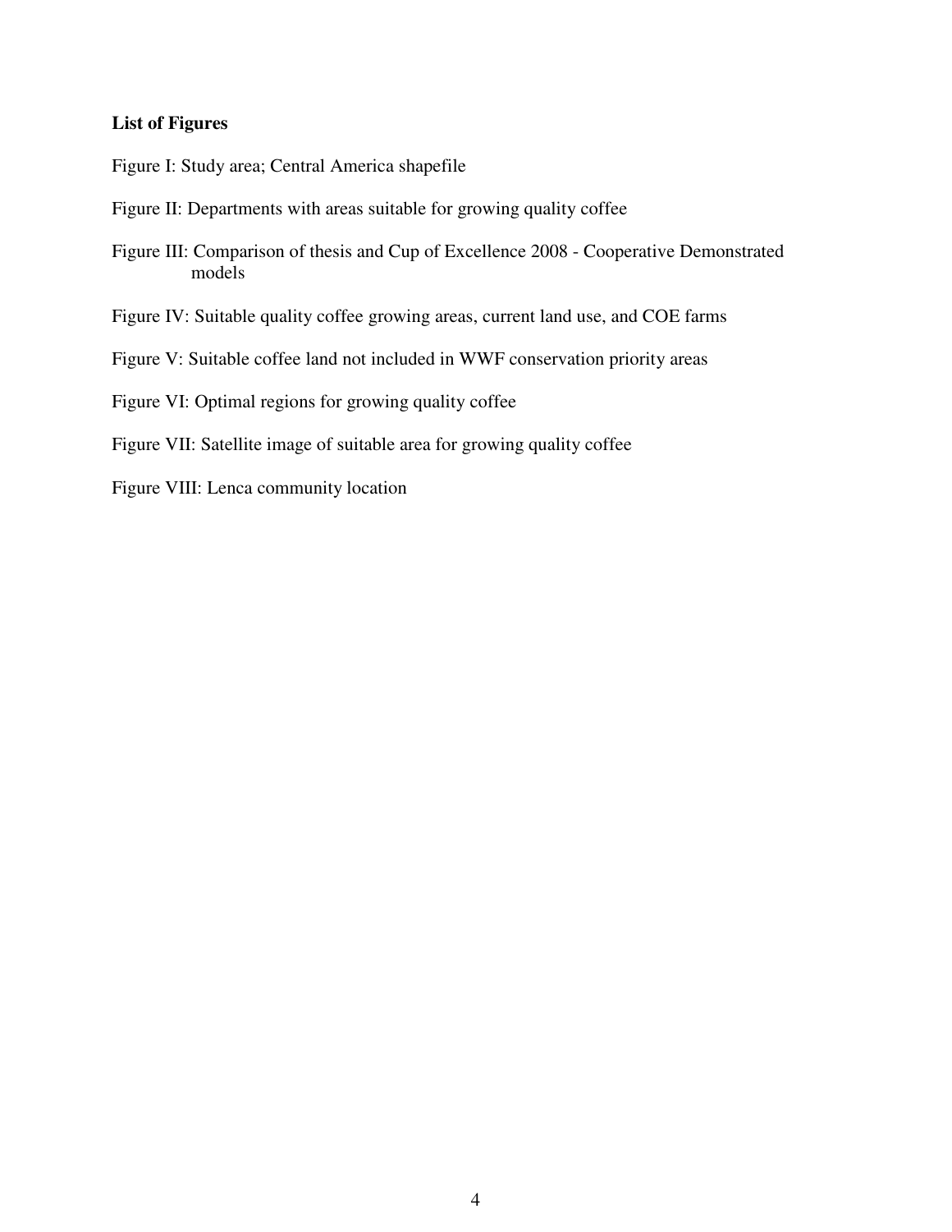**List of Figures**

Figure I: Study area; Central America shapefile

Figure II: Departments with areas suitable for growing quality coffee

Figure III: Comparison of thesis and Cup of Excellence 2008 - Cooperative Demonstrated models

Figure IV: Suitable quality coffee growing areas, current land use, and COE farms

Figure V: Suitable coffee land not included in WWF conservation priority areas

Figure VI: Optimal regions for growing quality coffee

Figure VII: Satellite image of suitable area for growing quality coffee

Figure VIII: Lenca community location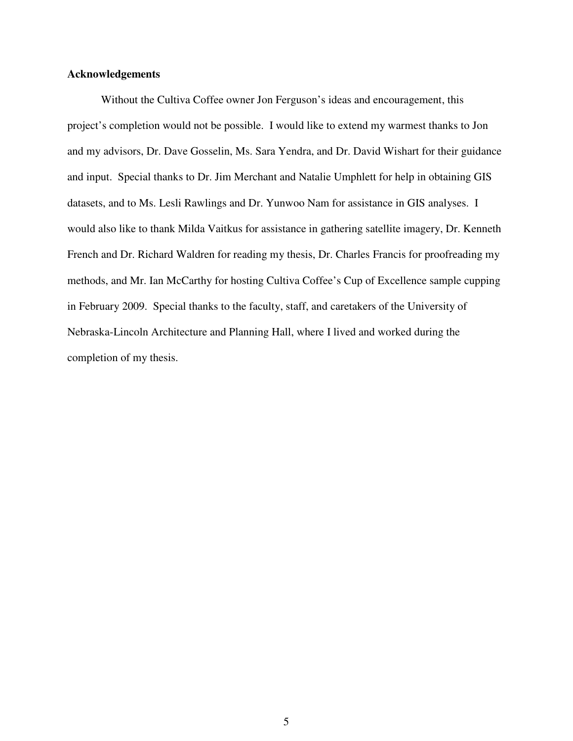**Acknowledgements**

Without the Cultiva Coffee owner Jon Ferguson's ideas and encouragement, this project's completion would not be possible. I would like to extend my warmest thanks to Jon and my advisors, Dr. Dave Gosselin, Ms. Sara Yendra, and Dr. David Wishart for their guidance and input. Special thanks to Dr. Jim Merchant and Natalie Umphlett for help in obtaining GIS datasets, and to Ms. Lesli Rawlings and Dr. Yunwoo Nam for assistance in GIS analyses. I would also like to thank Milda Vaitkus for assistance in gathering satellite imagery, Dr. Kenneth French and Dr. Richard Waldren for reading my thesis, Dr. Charles Francis for proofreading my methods, and Mr. Ian McCarthy for hosting Cultiva Coffee's Cup of Excellence sample cupping in February 2009. Special thanks to the faculty, staff, and caretakers of the University of Nebraska-Lincoln Architecture and Planning Hall, where I lived and worked during the completion of my thesis.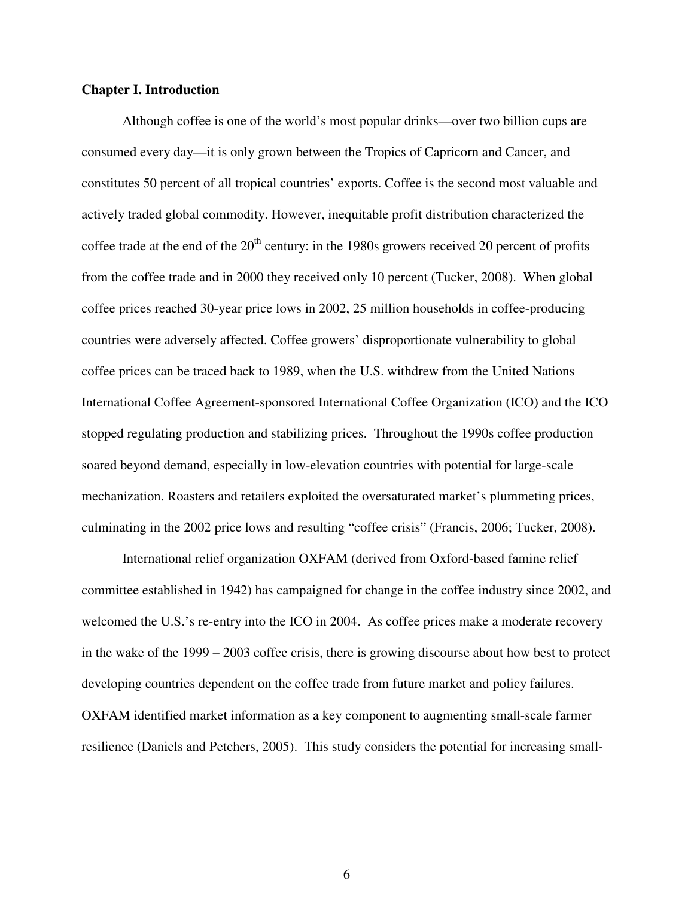**Chapter I. Introduction**

Although coffee is one of the world's most popular drinks—over two billion cups are consumed every day—it is only grown between the Tropics of Capricorn and Cancer, and constitutes 50 percent of all tropical countries' exports. Coffee is the second most valuable and actively traded global commodity. However, inequitable profit distribution characterized the coffee trade at the end of the 20th century: in the 1980s growers received 20 percent of profits from the coffee trade and in 2000 they received only 10 percent (Tucker, 2008). When global coffee prices reached 30-year price lows in 2002, 25 million households in coffee-producing countries were adversely affected. Coffee growers' disproportionate vulnerability to global coffee prices can be traced back to 1989, when the U.S. withdrew from the United Nations International Coffee Agreement-sponsored International Coffee Organization (ICO) and the ICO stopped regulating production and stabilizing prices. Throughout the 1990s coffee production soared beyond demand, especially in low-elevation countries with potential for large-scale mechanization. Roasters and retailers exploited the oversaturated market's plummeting prices, culminating in the 2002 price lows and resulting "coffee crisis" (Francis, 2006; Tucker, 2008).

International relief organization OXFAM (derived from Oxford-based famine relief committee established in 1942) has campaigned for change in the coffee industry since 2002, and welcomed the U.S.'s re-entry into the ICO in 2004. As coffee prices make a moderate recovery in the wake of the 1999 – 2003 coffee crisis, there is growing discourse about how best to protect developing countries dependent on the coffee trade from future market and policy failures. OXFAM identified market information as a key component to augmenting small-scale farmer resilience (Daniels and Petchers, 2005). This study considers the potential for increasing small-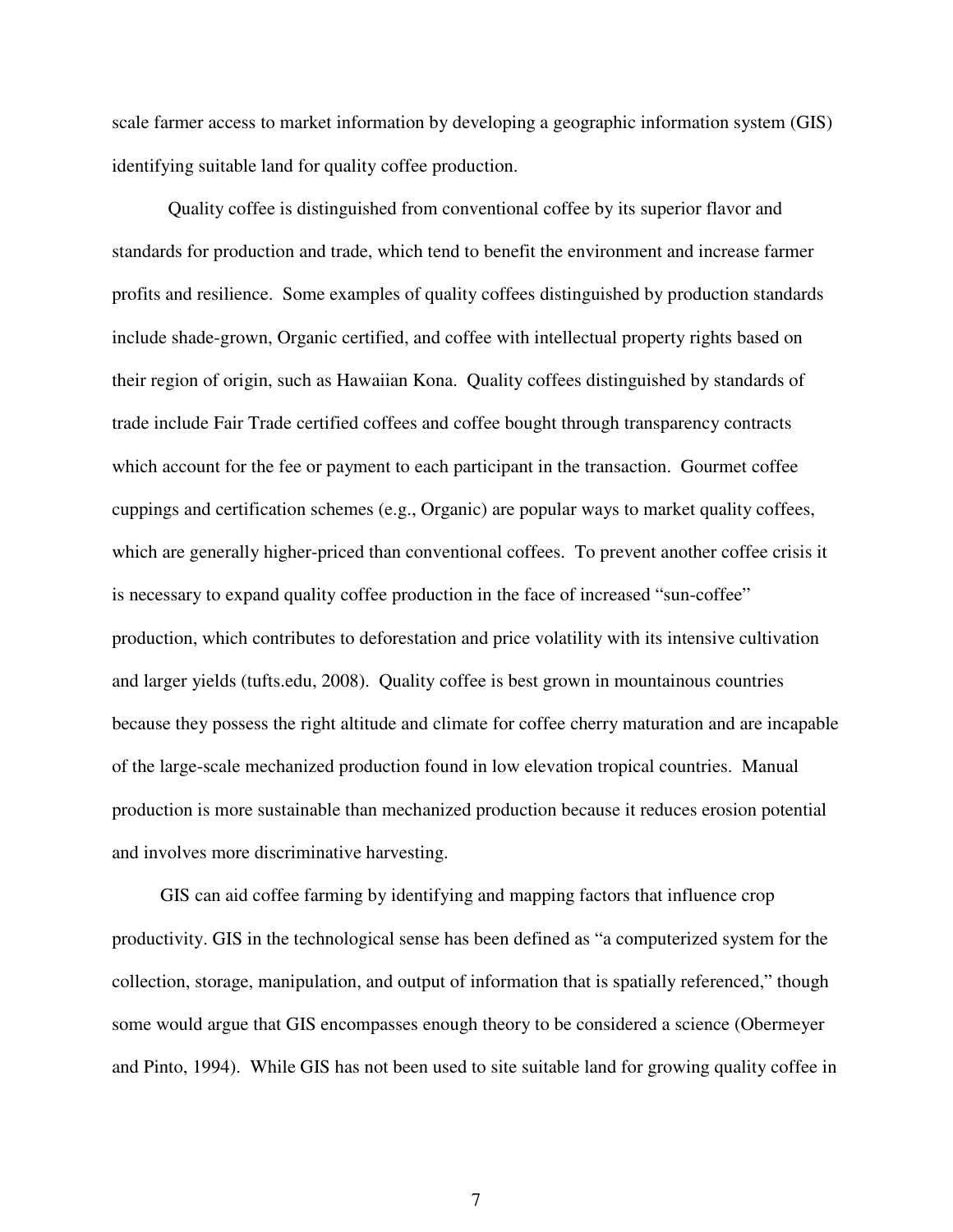scale farmer access to market information by developing a geographic information system (GIS) identifying suitable land for quality coffee production.

Quality coffee is distinguished from conventional coffee by its superior flavor and standards for production and trade, which tend to benefit the environment and increase farmer profits and resilience. Some examples of quality coffees distinguished by production standards include shade-grown, Organic certified, and coffee with intellectual property rights based on their region of origin, such as Hawaiian Kona. Quality coffees distinguished by standards of trade include Fair Trade certified coffees and coffee bought through transparency contracts which account for the fee or payment to each participant in the transaction. Gourmet coffee cuppings and certification schemes (e.g., Organic) are popular ways to market quality coffees, which are generally higher-priced than conventional coffees. To prevent another coffee crisis it is necessary to expand quality coffee production in the face of increased "sun-coffee" production, which contributes to deforestation and price volatility with its intensive cultivation and larger yields (tufts.edu, 2008). Quality coffee is best grown in mountainous countries because they possess the right altitude and climate for coffee cherry maturation and are incapable of the large-scale mechanized production found in low elevation tropical countries. Manual production is more sustainable than mechanized production because it reduces erosion potential and involves more discriminative harvesting.

GIS can aid coffee farming by identifying and mapping factors that influence crop productivity. GIS in the technological sense has been defined as "a computerized system for the collection, storage, manipulation, and output of information that is spatially referenced," though some would argue that GIS encompasses enough theory to be considered a science (Obermeyer and Pinto, 1994). While GIS has not been used to site suitable land for growing quality coffee in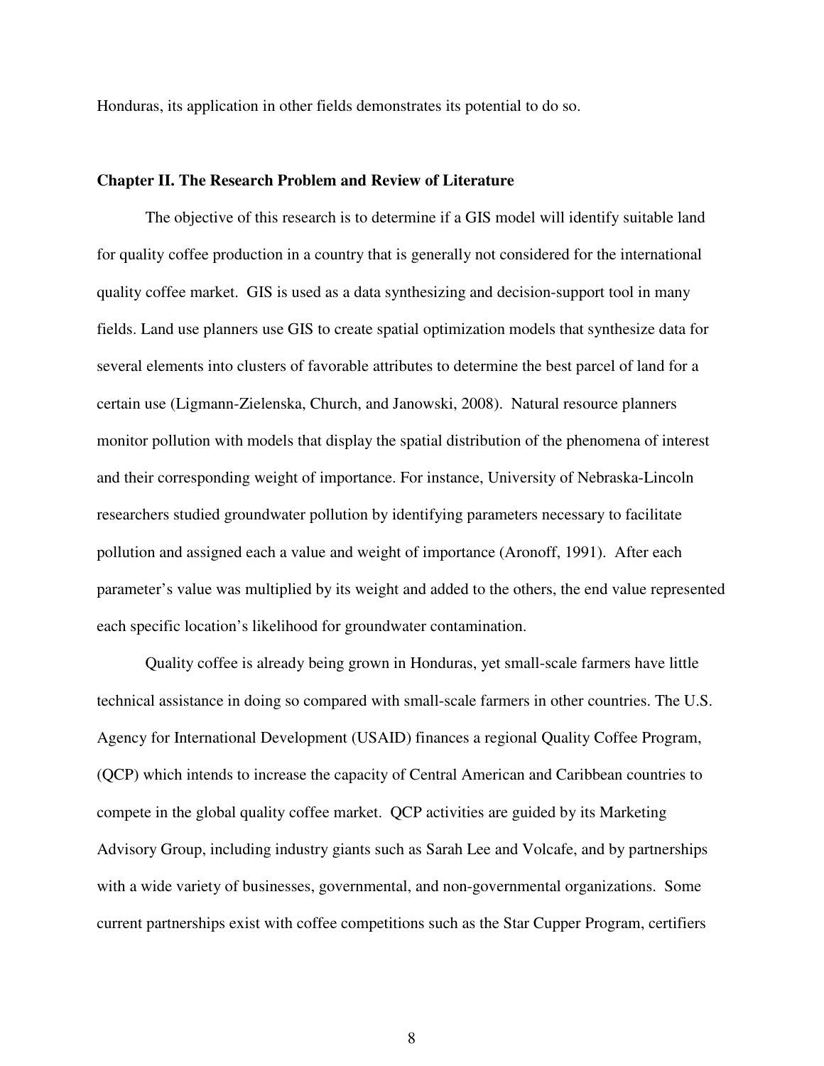Honduras, its application in other fields demonstrates its potential to do so.

## Chapter II. The Research Problem and Review of Literature

The objective of this research is to determine if a GIS model will identify suitable land for quality coffee production in a country that is generally not considered for the international quality coffee market. GIS is used as a data synthesizing and decision-support tool in many fields. Land use planners use GIS to create spatial optimization models that synthesize data for several elements into clusters of favorable attributes to determine the best parcel of land for a certain use (Ligmann-Zielenska, Church, and Janowski, 2008). Natural resource planners monitor pollution with models that display the spatial distribution of the phenomena of interest and their corresponding weight of importance. For instance, University of Nebraska-Lincoln researchers studied groundwater pollution by identifying parameters necessary to facilitate pollution and assigned each a value and weight of importance (Aronoff, 1991). After each parameter's value was multiplied by its weight and added to the others, the end value represented each specific location's likelihood for groundwater contamination.

Quality coffee is already being grown in Honduras, yet small-scale farmers have little technical assistance in doing so compared with small-scale farmers in other countries. The U.S. Agency for International Development (USAID) finances a regional Quality Coffee Program, (QCP) which intends to increase the capacity of Central American and Caribbean countries to compete in the global quality coffee market. QCP activities are guided by its Marketing Advisory Group, including industry giants such as Sarah Lee and Volcafe, and by partnerships with a wide variety of businesses, governmental, and non-governmental organizations. Some current partnerships exist with coffee competitions such as the Star Cupper Program, certifiers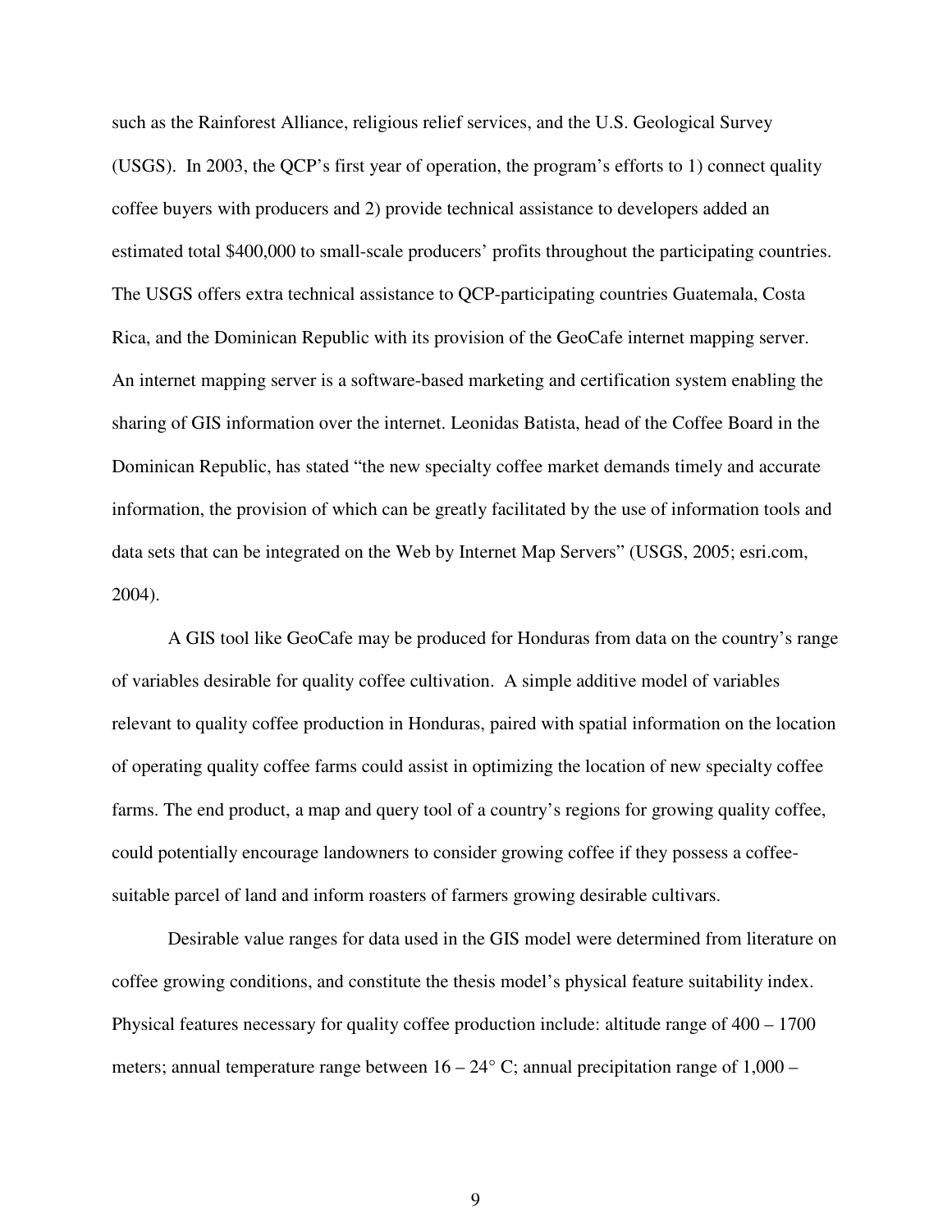such as the Rainforest Alliance, religious relief services, and the U.S. Geological Survey (USGS). In 2003, the QCP's first year of operation, the program's efforts to 1) connect quality coffee buyers with producers and 2) provide technical assistance to developers added an estimated total $400,000 to small-scale producers' profits throughout the participating countries. The USGS offers extra technical assistance to QCP-participating countries Guatemala, Costa Rica, and the Dominican Republic with its provision of the GeoCafe internet mapping server. An internet mapping server is a software-based marketing and certification system enabling the sharing of GIS information over the internet. Leonidas Batista, head of the Coffee Board in the Dominican Republic, has stated "the new specialty coffee market demands timely and accurate information, the provision of which can be greatly facilitated by the use of information tools and data sets that can be integrated on the Web by Internet Map Servers" (USGS, 2005; esri.com, 2004).

A GIS tool like GeoCafe may be produced for Honduras from data on the country's range of variables desirable for quality coffee cultivation. A simple additive model of variables relevant to quality coffee production in Honduras, paired with spatial information on the location of operating quality coffee farms could assist in optimizing the location of new specialty coffee farms. The end product, a map and query tool of a country's regions for growing quality coffee, could potentially encourage landowners to consider growing coffee if they possess a coffee-suitable parcel of land and inform roasters of farmers growing desirable cultivars.

Desirable value ranges for data used in the GIS model were determined from literature on coffee growing conditions, and constitute the thesis model's physical feature suitability index. Physical features necessary for quality coffee production include: altitude range of 400 – 1700 meters; annual temperature range between 16 – 24° C; annual precipitation range of 1,000 –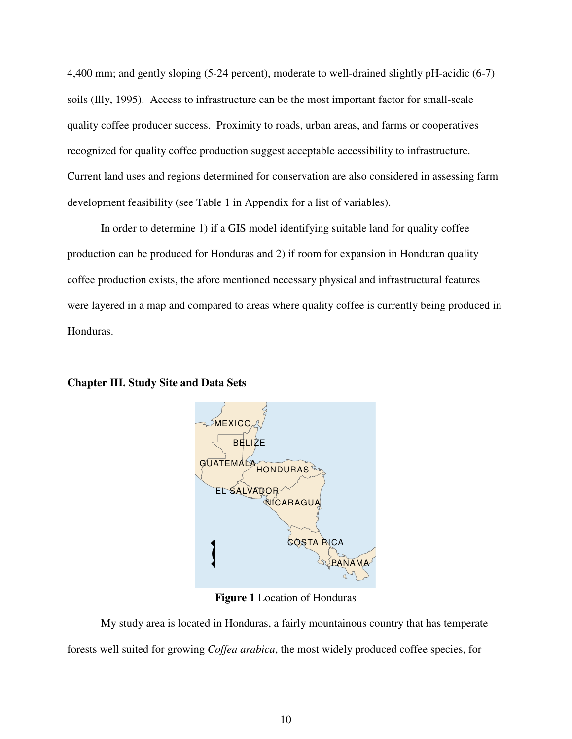4,400 mm; and gently sloping (5-24 percent), moderate to well-drained slightly pH-acidic (6-7) soils (Illy, 1995). Access to infrastructure can be the most important factor for small-scale quality coffee producer success. Proximity to roads, urban areas, and farms or cooperatives recognized for quality coffee production suggest acceptable accessibility to infrastructure. Current land uses and regions determined for conservation are also considered in assessing farm development feasibility (see Table 1 in Appendix for a list of variables).

In order to determine 1) if a GIS model identifying suitable land for quality coffee production can be produced for Honduras and 2) if room for expansion in Honduran quality coffee production exists, the afore mentioned necessary physical and infrastructural features were layered in a map and compared to areas where quality coffee is currently being produced in Honduras.

## Chapter III. Study Site and Data Sets

**Figure 1** Location of Honduras

My study area is located in Honduras, a fairly mountainous country that has temperate forests well suited for growing *Coffea arabica*, the most widely produced coffee species, for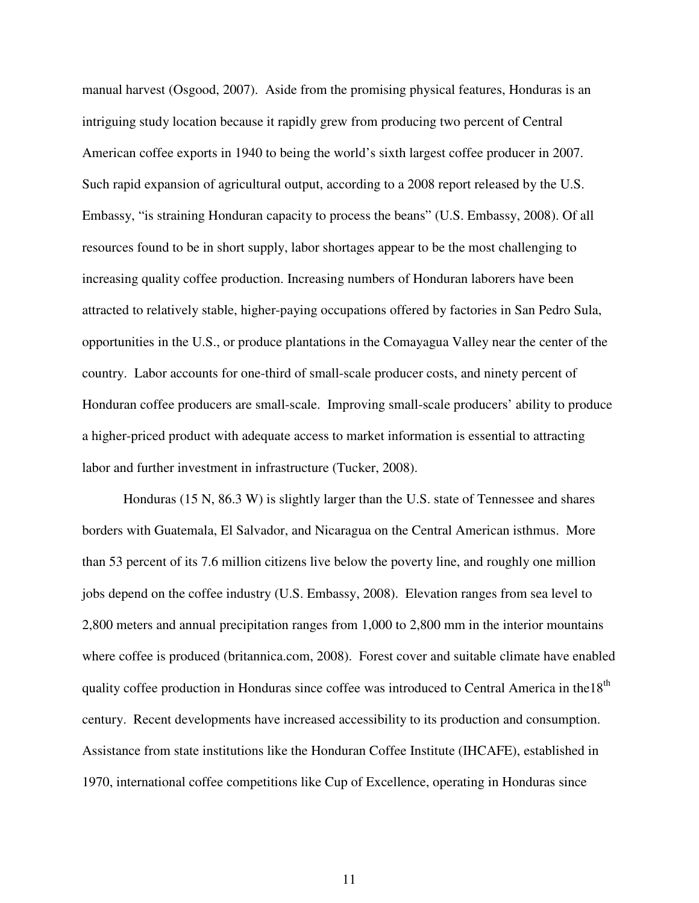manual harvest (Osgood, 2007). Aside from the promising physical features, Honduras is an intriguing study location because it rapidly grew from producing two percent of Central American coffee exports in 1940 to being the world's sixth largest coffee producer in 2007. Such rapid expansion of agricultural output, according to a 2008 report released by the U.S. Embassy, "is straining Honduran capacity to process the beans" (U.S. Embassy, 2008). Of all resources found to be in short supply, labor shortages appear to be the most challenging to increasing quality coffee production. Increasing numbers of Honduran laborers have been attracted to relatively stable, higher-paying occupations offered by factories in San Pedro Sula, opportunities in the U.S., or produce plantations in the Comayagua Valley near the center of the country. Labor accounts for one-third of small-scale producer costs, and ninety percent of Honduran coffee producers are small-scale. Improving small-scale producers' ability to produce a higher-priced product with adequate access to market information is essential to attracting labor and further investment in infrastructure (Tucker, 2008).

Honduras (15 N, 86.3 W) is slightly larger than the U.S. state of Tennessee and shares borders with Guatemala, El Salvador, and Nicaragua on the Central American isthmus. More than 53 percent of its 7.6 million citizens live below the poverty line, and roughly one million jobs depend on the coffee industry (U.S. Embassy, 2008). Elevation ranges from sea level to 2,800 meters and annual precipitation ranges from 1,000 to 2,800 mm in the interior mountains where coffee is produced (britannica.com, 2008). Forest cover and suitable climate have enabled quality coffee production in Honduras since coffee was introduced to Central America in the18th century. Recent developments have increased accessibility to its production and consumption. Assistance from state institutions like the Honduran Coffee Institute (IHCAFE), established in 1970, international coffee competitions like Cup of Excellence, operating in Honduras since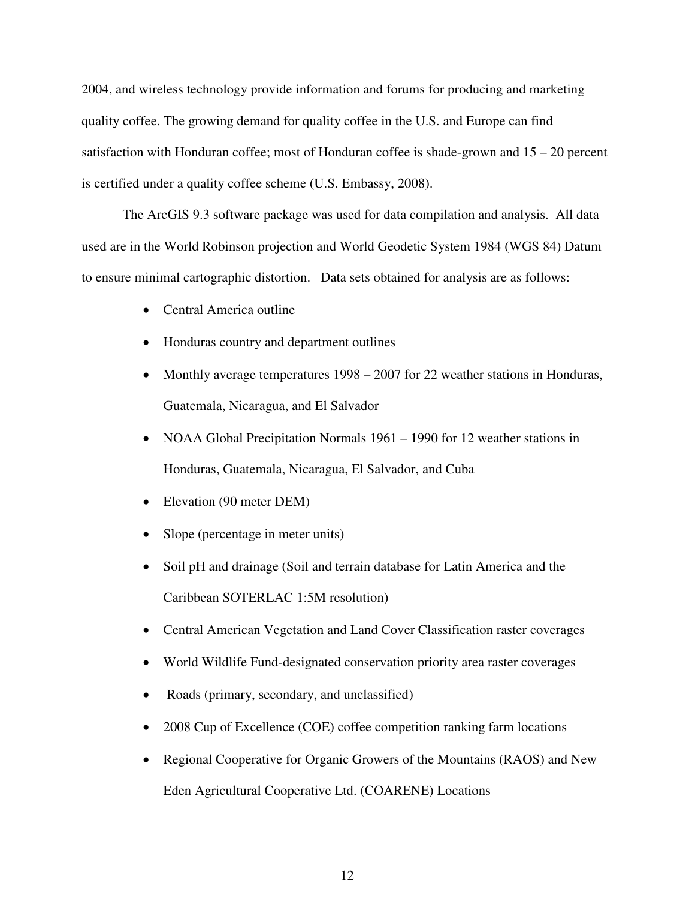2004, and wireless technology provide information and forums for producing and marketing quality coffee. The growing demand for quality coffee in the U.S. and Europe can find satisfaction with Honduran coffee; most of Honduran coffee is shade-grown and 15 – 20 percent is certified under a quality coffee scheme (U.S. Embassy, 2008).

The ArcGIS 9.3 software package was used for data compilation and analysis. All data used are in the World Robinson projection and World Geodetic System 1984 (WGS 84) Datum to ensure minimal cartographic distortion. Data sets obtained for analysis are as follows:

- Central America outline
- Honduras country and department outlines
- Monthly average temperatures 1998 – 2007 for 22 weather stations in Honduras, Guatemala, Nicaragua, and El Salvador
- NOAA Global Precipitation Normals 1961 – 1990 for 12 weather stations in Honduras, Guatemala, Nicaragua, El Salvador, and Cuba
- Elevation (90 meter DEM)
- Slope (percentage in meter units)
- Soil pH and drainage (Soil and terrain database for Latin America and the Caribbean SOTERLAC 1:5M resolution)
- Central American Vegetation and Land Cover Classification raster coverages
- World Wildlife Fund-designated conservation priority area raster coverages
- Roads (primary, secondary, and unclassified)
- 2008 Cup of Excellence (COE) coffee competition ranking farm locations
- Regional Cooperative for Organic Growers of the Mountains (RAOS) and New Eden Agricultural Cooperative Ltd. (COARENE) Locations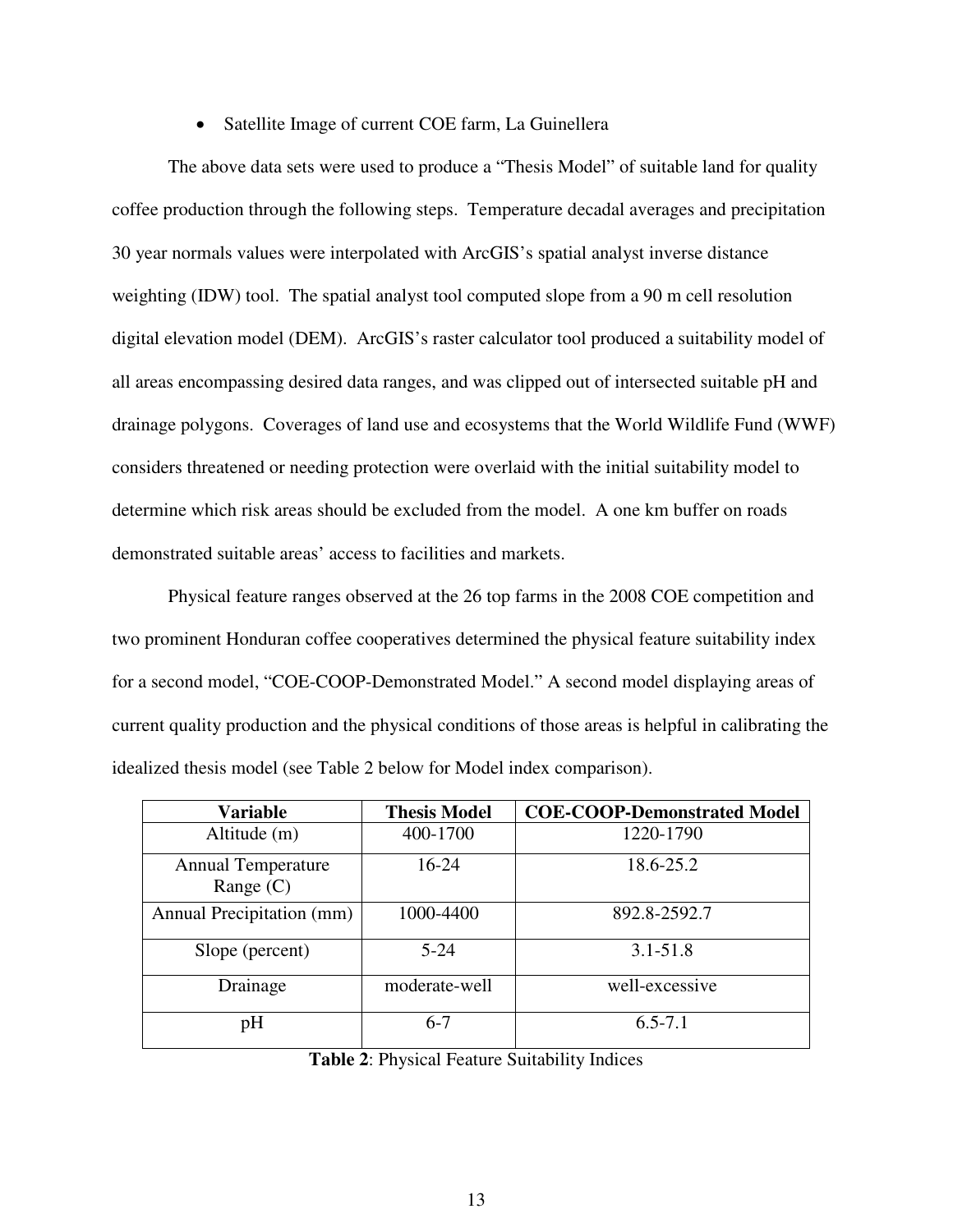- Satellite Image of current COE farm, La Guinellera

The above data sets were used to produce a "Thesis Model" of suitable land for quality coffee production through the following steps. Temperature decadal averages and precipitation 30 year normals values were interpolated with ArcGIS's spatial analyst inverse distance weighting (IDW) tool. The spatial analyst tool computed slope from a 90 m cell resolution digital elevation model (DEM). ArcGIS's raster calculator tool produced a suitability model of all areas encompassing desired data ranges, and was clipped out of intersected suitable pH and drainage polygons. Coverages of land use and ecosystems that the World Wildlife Fund (WWF) considers threatened or needing protection were overlaid with the initial suitability model to determine which risk areas should be excluded from the model. A one km buffer on roads demonstrated suitable areas' access to facilities and markets.

Physical feature ranges observed at the 26 top farms in the 2008 COE competition and two prominent Honduran coffee cooperatives determined the physical feature suitability index for a second model, "COE-COOP-Demonstrated Model." A second model displaying areas of current quality production and the physical conditions of those areas is helpful in calibrating the idealized thesis model (see Table 2 below for Model index comparison).

| Variable | Thesis Model | COE-COOP-Demonstrated Model |
|---|---|---|
| Altitude (m) | 400-1700 | 1220-1790 |
| Annual Temperature Range (C) | 16-24 | 18.6-25.2 |
| Annual Precipitation (mm) | 1000-4400 | 892.8-2592.7 |
| Slope (percent) | 5-24 | 3.1-51.8 |
| Drainage | moderate-well | well-excessive |
| pH | 6-7 | 6.5-7.1 |

**Table 2**: Physical Feature Suitability Indices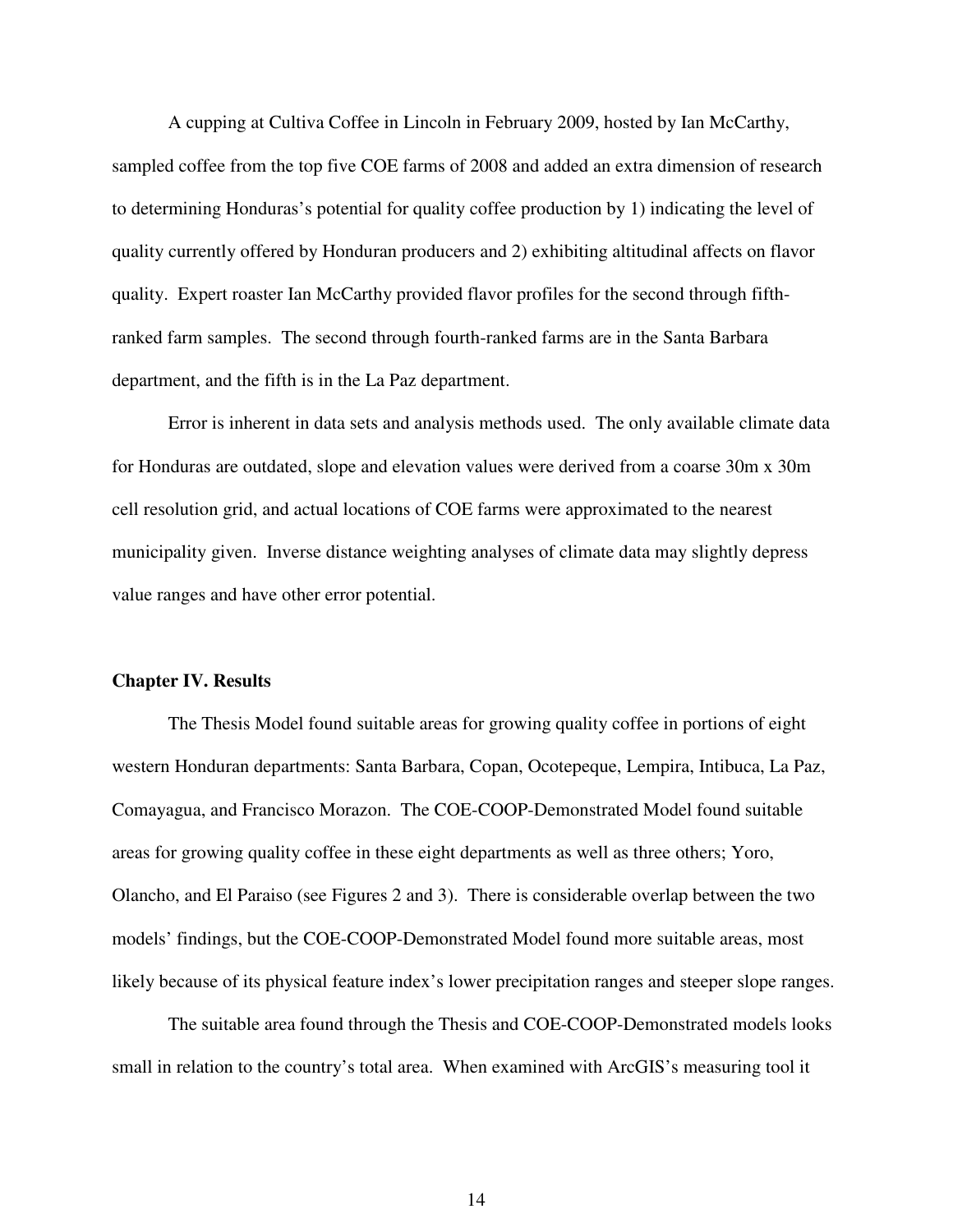A cupping at Cultiva Coffee in Lincoln in February 2009, hosted by Ian McCarthy, sampled coffee from the top five COE farms of 2008 and added an extra dimension of research to determining Honduras's potential for quality coffee production by 1) indicating the level of quality currently offered by Honduran producers and 2) exhibiting altitudinal affects on flavor quality. Expert roaster Ian McCarthy provided flavor profiles for the second through fifth-ranked farm samples. The second through fourth-ranked farms are in the Santa Barbara department, and the fifth is in the La Paz department.

Error is inherent in data sets and analysis methods used. The only available climate data for Honduras are outdated, slope and elevation values were derived from a coarse 30m x 30m cell resolution grid, and actual locations of COE farms were approximated to the nearest municipality given. Inverse distance weighting analyses of climate data may slightly depress value ranges and have other error potential.

## Chapter IV. Results

The Thesis Model found suitable areas for growing quality coffee in portions of eight western Honduran departments: Santa Barbara, Copan, Ocotepeque, Lempira, Intibuca, La Paz, Comayagua, and Francisco Morazon. The COE-COOP-Demonstrated Model found suitable areas for growing quality coffee in these eight departments as well as three others; Yoro, Olancho, and El Paraiso (see Figures 2 and 3). There is considerable overlap between the two models' findings, but the COE-COOP-Demonstrated Model found more suitable areas, most likely because of its physical feature index's lower precipitation ranges and steeper slope ranges.

The suitable area found through the Thesis and COE-COOP-Demonstrated models looks small in relation to the country's total area. When examined with ArcGIS's measuring tool it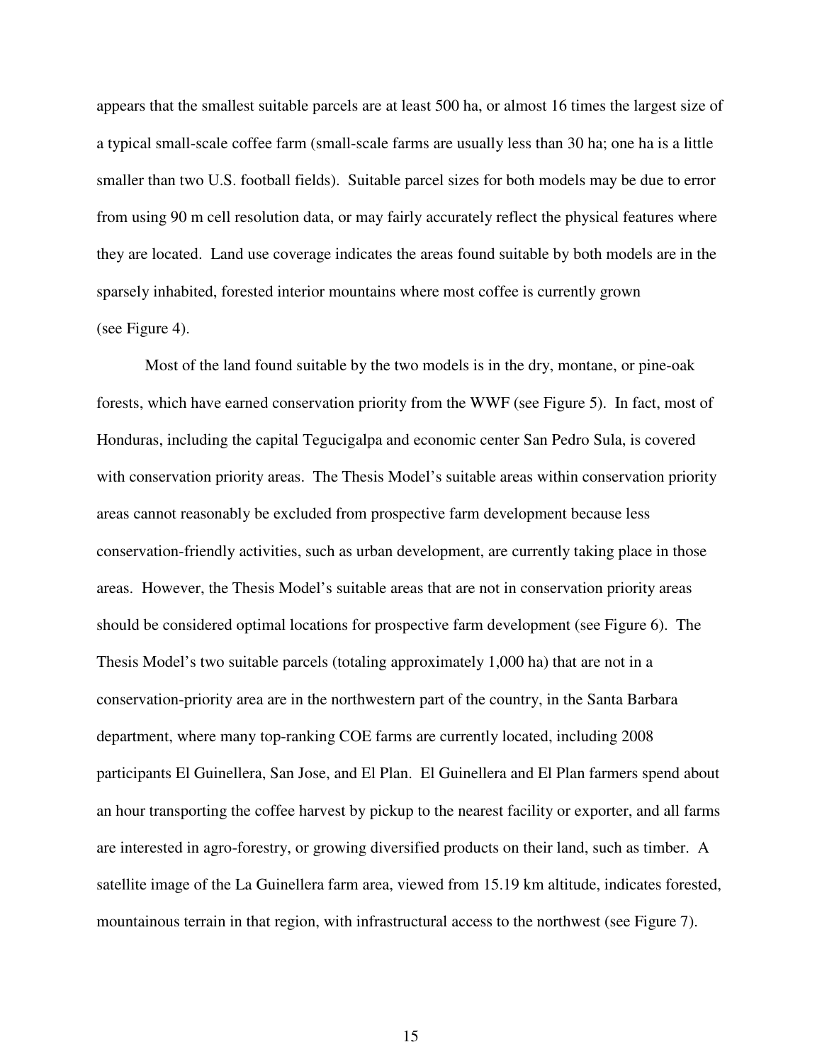appears that the smallest suitable parcels are at least 500 ha, or almost 16 times the largest size of a typical small-scale coffee farm (small-scale farms are usually less than 30 ha; one ha is a little smaller than two U.S. football fields). Suitable parcel sizes for both models may be due to error from using 90 m cell resolution data, or may fairly accurately reflect the physical features where they are located. Land use coverage indicates the areas found suitable by both models are in the sparsely inhabited, forested interior mountains where most coffee is currently grown (see Figure 4).

Most of the land found suitable by the two models is in the dry, montane, or pine-oak forests, which have earned conservation priority from the WWF (see Figure 5). In fact, most of Honduras, including the capital Tegucigalpa and economic center San Pedro Sula, is covered with conservation priority areas. The Thesis Model's suitable areas within conservation priority areas cannot reasonably be excluded from prospective farm development because less conservation-friendly activities, such as urban development, are currently taking place in those areas. However, the Thesis Model's suitable areas that are not in conservation priority areas should be considered optimal locations for prospective farm development (see Figure 6). The Thesis Model's two suitable parcels (totaling approximately 1,000 ha) that are not in a conservation-priority area are in the northwestern part of the country, in the Santa Barbara department, where many top-ranking COE farms are currently located, including 2008 participants El Guinellera, San Jose, and El Plan. El Guinellera and El Plan farmers spend about an hour transporting the coffee harvest by pickup to the nearest facility or exporter, and all farms are interested in agro-forestry, or growing diversified products on their land, such as timber. A satellite image of the La Guinellera farm area, viewed from 15.19 km altitude, indicates forested, mountainous terrain in that region, with infrastructural access to the northwest (see Figure 7).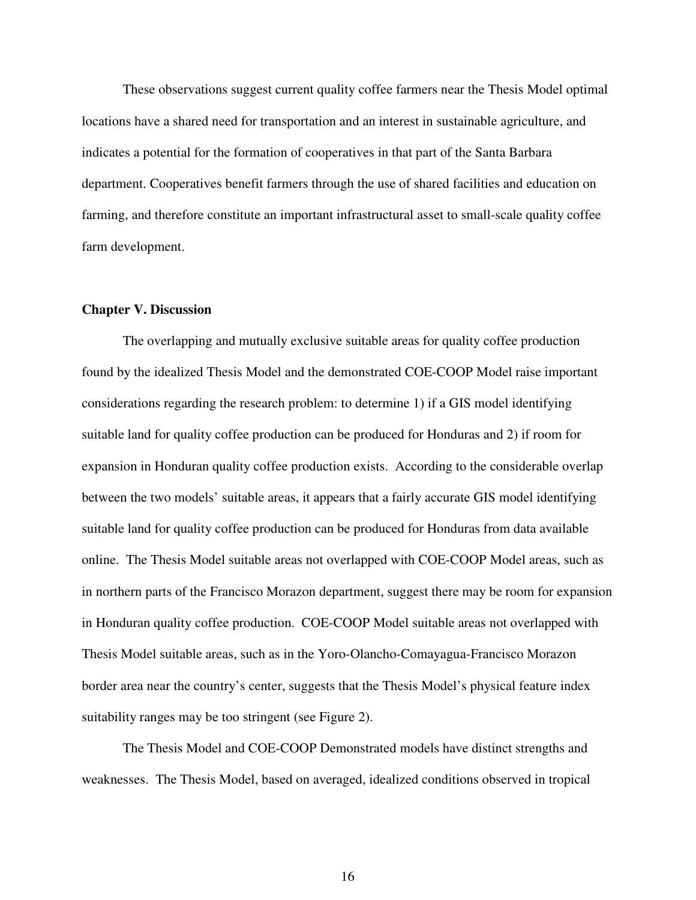These observations suggest current quality coffee farmers near the Thesis Model optimal locations have a shared need for transportation and an interest in sustainable agriculture, and indicates a potential for the formation of cooperatives in that part of the Santa Barbara department. Cooperatives benefit farmers through the use of shared facilities and education on farming, and therefore constitute an important infrastructural asset to small-scale quality coffee farm development.

## Chapter V. Discussion

The overlapping and mutually exclusive suitable areas for quality coffee production found by the idealized Thesis Model and the demonstrated COE-COOP Model raise important considerations regarding the research problem: to determine 1) if a GIS model identifying suitable land for quality coffee production can be produced for Honduras and 2) if room for expansion in Honduran quality coffee production exists. According to the considerable overlap between the two models' suitable areas, it appears that a fairly accurate GIS model identifying suitable land for quality coffee production can be produced for Honduras from data available online. The Thesis Model suitable areas not overlapped with COE-COOP Model areas, such as in northern parts of the Francisco Morazon department, suggest there may be room for expansion in Honduran quality coffee production. COE-COOP Model suitable areas not overlapped with Thesis Model suitable areas, such as in the Yoro-Olancho-Comayagua-Francisco Morazon border area near the country's center, suggests that the Thesis Model's physical feature index suitability ranges may be too stringent (see Figure 2).

The Thesis Model and COE-COOP Demonstrated models have distinct strengths and weaknesses. The Thesis Model, based on averaged, idealized conditions observed in tropical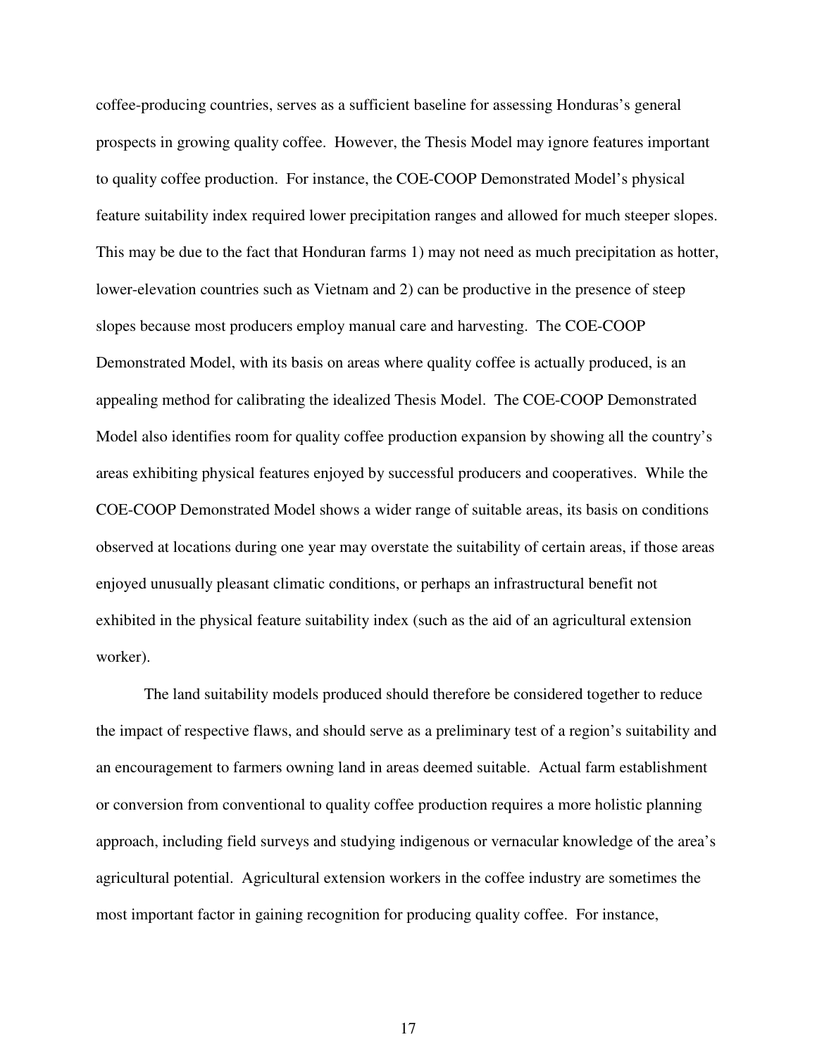coffee-producing countries, serves as a sufficient baseline for assessing Honduras's general prospects in growing quality coffee. However, the Thesis Model may ignore features important to quality coffee production. For instance, the COE-COOP Demonstrated Model's physical feature suitability index required lower precipitation ranges and allowed for much steeper slopes. This may be due to the fact that Honduran farms 1) may not need as much precipitation as hotter, lower-elevation countries such as Vietnam and 2) can be productive in the presence of steep slopes because most producers employ manual care and harvesting. The COE-COOP Demonstrated Model, with its basis on areas where quality coffee is actually produced, is an appealing method for calibrating the idealized Thesis Model. The COE-COOP Demonstrated Model also identifies room for quality coffee production expansion by showing all the country's areas exhibiting physical features enjoyed by successful producers and cooperatives. While the COE-COOP Demonstrated Model shows a wider range of suitable areas, its basis on conditions observed at locations during one year may overstate the suitability of certain areas, if those areas enjoyed unusually pleasant climatic conditions, or perhaps an infrastructural benefit not exhibited in the physical feature suitability index (such as the aid of an agricultural extension worker).

The land suitability models produced should therefore be considered together to reduce the impact of respective flaws, and should serve as a preliminary test of a region's suitability and an encouragement to farmers owning land in areas deemed suitable. Actual farm establishment or conversion from conventional to quality coffee production requires a more holistic planning approach, including field surveys and studying indigenous or vernacular knowledge of the area's agricultural potential. Agricultural extension workers in the coffee industry are sometimes the most important factor in gaining recognition for producing quality coffee. For instance,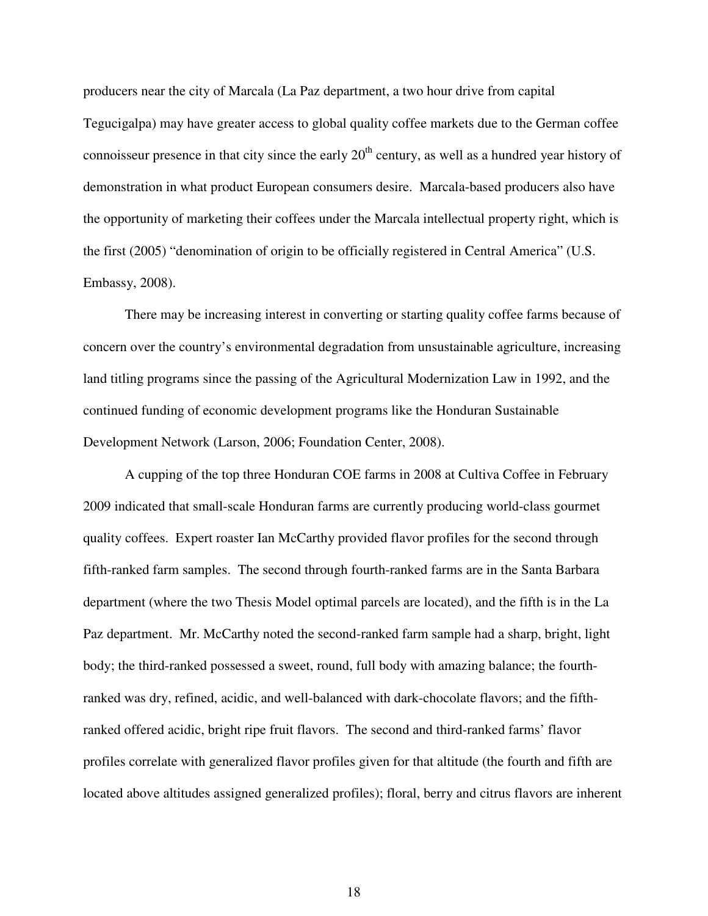producers near the city of Marcala (La Paz department, a two hour drive from capital Tegucigalpa) may have greater access to global quality coffee markets due to the German coffee connoisseur presence in that city since the early 20th century, as well as a hundred year history of demonstration in what product European consumers desire. Marcala-based producers also have the opportunity of marketing their coffees under the Marcala intellectual property right, which is the first (2005) "denomination of origin to be officially registered in Central America" (U.S. Embassy, 2008).

There may be increasing interest in converting or starting quality coffee farms because of concern over the country's environmental degradation from unsustainable agriculture, increasing land titling programs since the passing of the Agricultural Modernization Law in 1992, and the continued funding of economic development programs like the Honduran Sustainable Development Network (Larson, 2006; Foundation Center, 2008).

A cupping of the top three Honduran COE farms in 2008 at Cultiva Coffee in February 2009 indicated that small-scale Honduran farms are currently producing world-class gourmet quality coffees. Expert roaster Ian McCarthy provided flavor profiles for the second through fifth-ranked farm samples. The second through fourth-ranked farms are in the Santa Barbara department (where the two Thesis Model optimal parcels are located), and the fifth is in the La Paz department. Mr. McCarthy noted the second-ranked farm sample had a sharp, bright, light body; the third-ranked possessed a sweet, round, full body with amazing balance; the fourth-ranked was dry, refined, acidic, and well-balanced with dark-chocolate flavors; and the fifth-ranked offered acidic, bright ripe fruit flavors. The second and third-ranked farms' flavor profiles correlate with generalized flavor profiles given for that altitude (the fourth and fifth are located above altitudes assigned generalized profiles); floral, berry and citrus flavors are inherent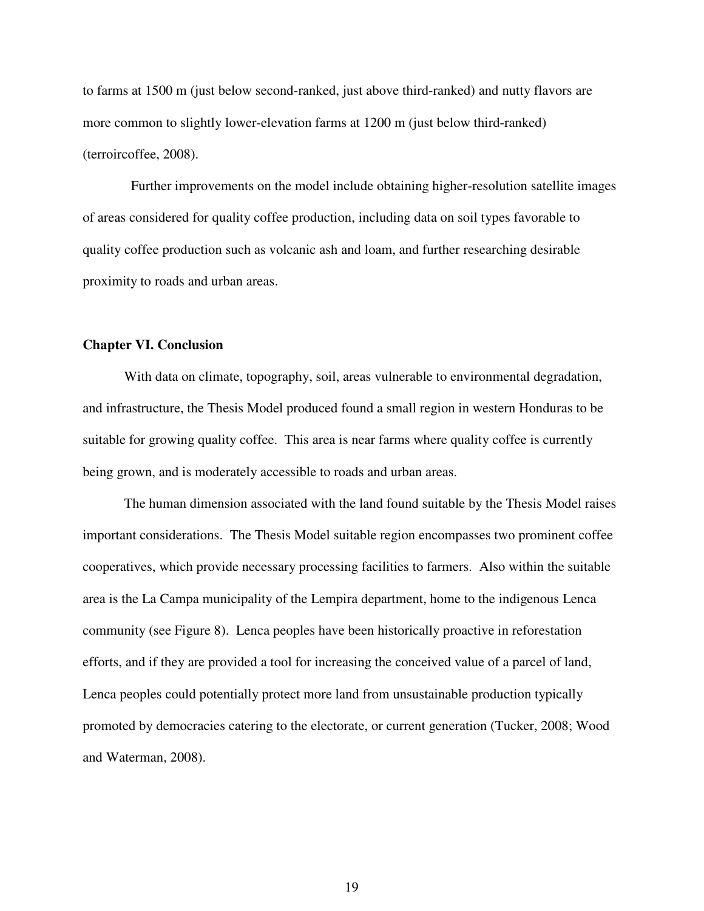to farms at 1500 m (just below second-ranked, just above third-ranked) and nutty flavors are more common to slightly lower-elevation farms at 1200 m (just below third-ranked) (terroircoffee, 2008).

Further improvements on the model include obtaining higher-resolution satellite images of areas considered for quality coffee production, including data on soil types favorable to quality coffee production such as volcanic ash and loam, and further researching desirable proximity to roads and urban areas.

## Chapter VI. Conclusion

With data on climate, topography, soil, areas vulnerable to environmental degradation, and infrastructure, the Thesis Model produced found a small region in western Honduras to be suitable for growing quality coffee. This area is near farms where quality coffee is currently being grown, and is moderately accessible to roads and urban areas.

The human dimension associated with the land found suitable by the Thesis Model raises important considerations. The Thesis Model suitable region encompasses two prominent coffee cooperatives, which provide necessary processing facilities to farmers. Also within the suitable area is the La Campa municipality of the Lempira department, home to the indigenous Lenca community (see Figure 8). Lenca peoples have been historically proactive in reforestation efforts, and if they are provided a tool for increasing the conceived value of a parcel of land, Lenca peoples could potentially protect more land from unsustainable production typically promoted by democracies catering to the electorate, or current generation (Tucker, 2008; Wood and Waterman, 2008).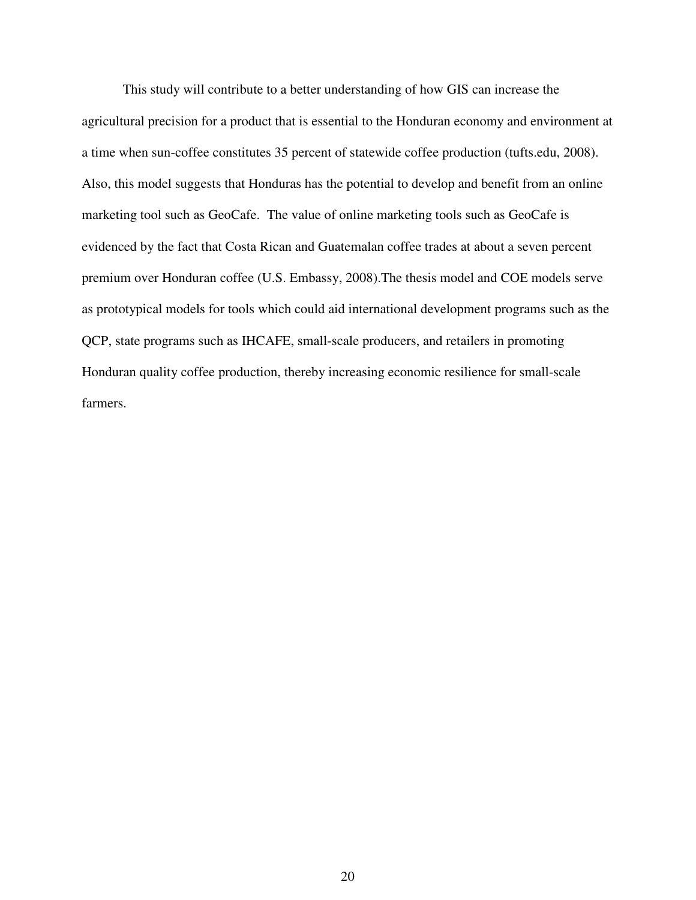This study will contribute to a better understanding of how GIS can increase the agricultural precision for a product that is essential to the Honduran economy and environment at a time when sun-coffee constitutes 35 percent of statewide coffee production (tufts.edu, 2008). Also, this model suggests that Honduras has the potential to develop and benefit from an online marketing tool such as GeoCafe. The value of online marketing tools such as GeoCafe is evidenced by the fact that Costa Rican and Guatemalan coffee trades at about a seven percent premium over Honduran coffee (U.S. Embassy, 2008).The thesis model and COE models serve as prototypical models for tools which could aid international development programs such as the QCP, state programs such as IHCAFE, small-scale producers, and retailers in promoting Honduran quality coffee production, thereby increasing economic resilience for small-scale farmers.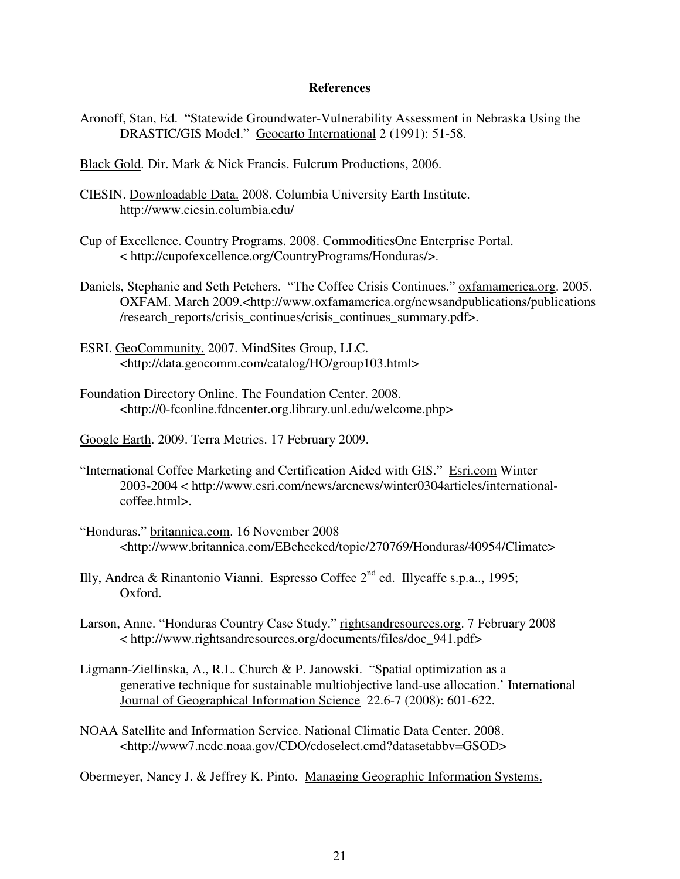**References**

Aronoff, Stan, Ed. "Statewide Groundwater-Vulnerability Assessment in Nebraska Using the DRASTIC/GIS Model." Geocarto International 2 (1991): 51-58.

Black Gold. Dir. Mark & Nick Francis. Fulcrum Productions, 2006.

CIESIN. Downloadable Data. 2008. Columbia University Earth Institute. http://www.ciesin.columbia.edu/

Cup of Excellence. Country Programs. 2008. CommoditiesOne Enterprise Portal. < http://cupofexcellence.org/CountryPrograms/Honduras/>.

Daniels, Stephanie and Seth Petchers. "The Coffee Crisis Continues." oxfamamerica.org. 2005. OXFAM. March 2009.<http://www.oxfamamerica.org/newsandpublications/publications /research_reports/crisis_continues/crisis_continues_summary.pdf>.

ESRI. GeoCommunity. 2007. MindSites Group, LLC. <http://data.geocomm.com/catalog/HO/group103.html>

Foundation Directory Online. The Foundation Center. 2008. <http://0-fconline.fdncenter.org.library.unl.edu/welcome.php>

Google Earth. 2009. Terra Metrics. 17 February 2009.

"International Coffee Marketing and Certification Aided with GIS." Esri.com Winter 2003-2004 < http://www.esri.com/news/arcnews/winter0304articles/international-coffee.html>.

"Honduras." britannica.com. 16 November 2008 <http://www.britannica.com/EBchecked/topic/270769/Honduras/40954/Climate>

Illy, Andrea & Rinantonio Vianni. Espresso Coffee 2nd ed. Illycaffe s.p.a.., 1995; Oxford.

Larson, Anne. "Honduras Country Case Study." rightsandresources.org. 7 February 2008 < http://www.rightsandresources.org/documents/files/doc_941.pdf>

Ligmann-Ziellinska, A., R.L. Church & P. Janowski. "Spatial optimization as a generative technique for sustainable multiobjective land-use allocation.' International Journal of Geographical Information Science 22.6-7 (2008): 601-622.

NOAA Satellite and Information Service. National Climatic Data Center. 2008. <http://www7.ncdc.noaa.gov/CDO/cdoselect.cmd?datasetabbv=GSOD>

Obermeyer, Nancy J. & Jeffrey K. Pinto. Managing Geographic Information Systems.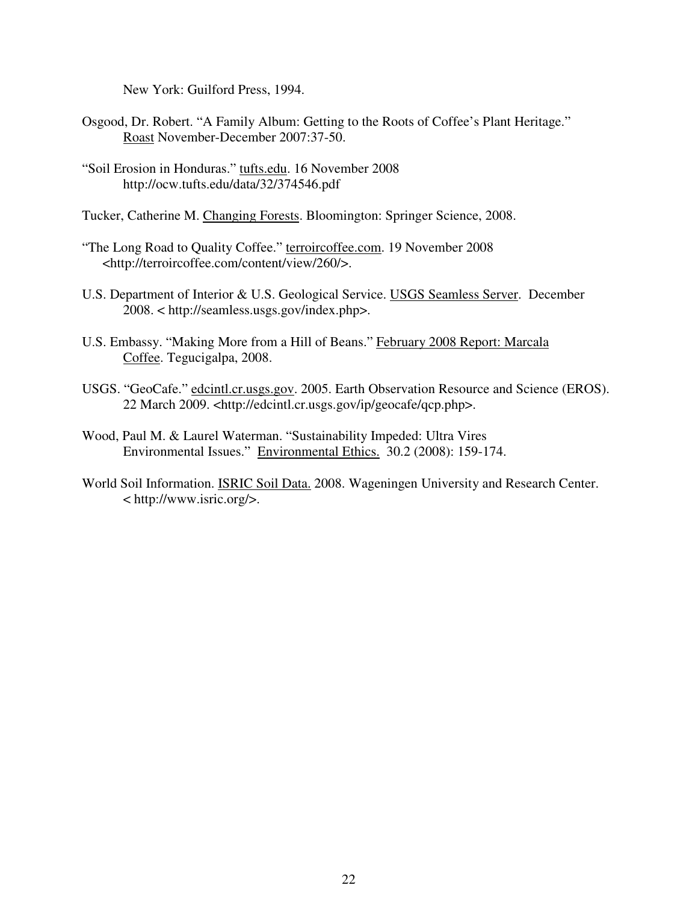New York: Guilford Press, 1994.

Osgood, Dr. Robert. “A Family Album: Getting to the Roots of Coffee’s Plant Heritage.” Roast November-December 2007:37-50.

“Soil Erosion in Honduras.” tufts.edu. 16 November 2008 http://ocw.tufts.edu/data/32/374546.pdf

Tucker, Catherine M. Changing Forests. Bloomington: Springer Science, 2008.

“The Long Road to Quality Coffee.” terroircoffee.com. 19 November 2008 <http://terroircoffee.com/content/view/260/>.

U.S. Department of Interior & U.S. Geological Service. USGS Seamless Server. December 2008. < http://seamless.usgs.gov/index.php>.

U.S. Embassy. “Making More from a Hill of Beans.” February 2008 Report: Marcala Coffee. Tegucigalpa, 2008.

USGS. “GeoCafe.” edcintl.cr.usgs.gov. 2005. Earth Observation Resource and Science (EROS). 22 March 2009. <http://edcintl.cr.usgs.gov/ip/geocafe/qcp.php>.

Wood, Paul M. & Laurel Waterman. “Sustainability Impeded: Ultra Vires Environmental Issues.” Environmental Ethics. 30.2 (2008): 159-174.

World Soil Information. ISRIC Soil Data. 2008. Wageningen University and Research Center. < http://www.isric.org/>.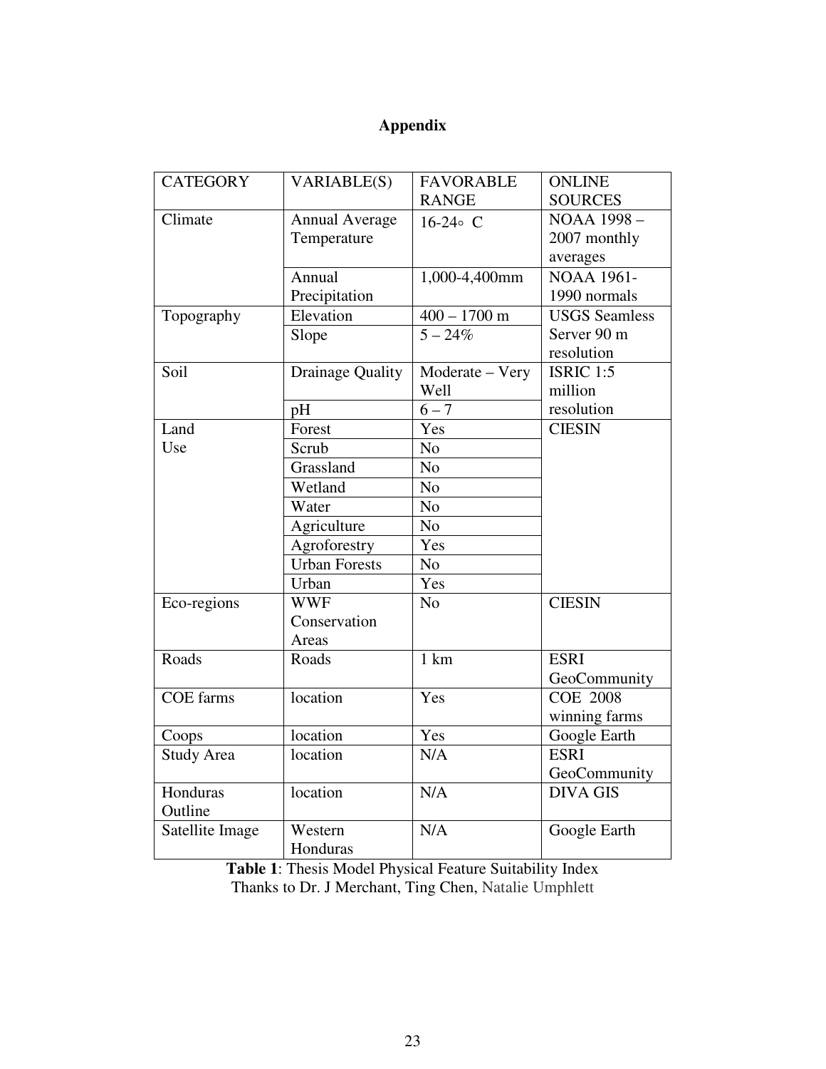# Appendix

| CATEGORY | VARIABLE(S) | FAVORABLE RANGE | ONLINE SOURCES |
|---|---|---|---|
| Climate | Annual Average Temperature | 16-24◦ C | NOAA 1998 – 2007 monthly averages |
| | Annual Precipitation | 1,000-4,400mm | NOAA 1961-1990 normals |
| Topography | Elevation | 400 – 1700 m | USGS Seamless Server 90 m resolution |
| | Slope | 5 – 24% | |
| Soil | Drainage Quality | Moderate – Very Well | ISRIC 1:5 million resolution |
| | pH | 6 – 7 | |
| Land Use | Forest | Yes | CIESIN |
| | Scrub | No | |
| | Grassland | No | |
| | Wetland | No | |
| | Water | No | |
| | Agriculture | No | |
| | Agroforestry | Yes | |
| | Urban Forests | No | |
| | Urban | Yes | |
| Eco-regions | WWF Conservation Areas | No | CIESIN |
| Roads | Roads | 1 km | ESRI GeoCommunity |
| COE farms | location | Yes | COE 2008 winning farms |
| Coops | location | Yes | Google Earth |
| Study Area | location | N/A | ESRI GeoCommunity |
| Honduras Outline | location | N/A | DIVA GIS |
| Satellite Image | Western Honduras | N/A | Google Earth |

**Table 1**: Thesis Model Physical Feature Suitability Index
Thanks to Dr. J Merchant, Ting Chen, Natalie Umphlett